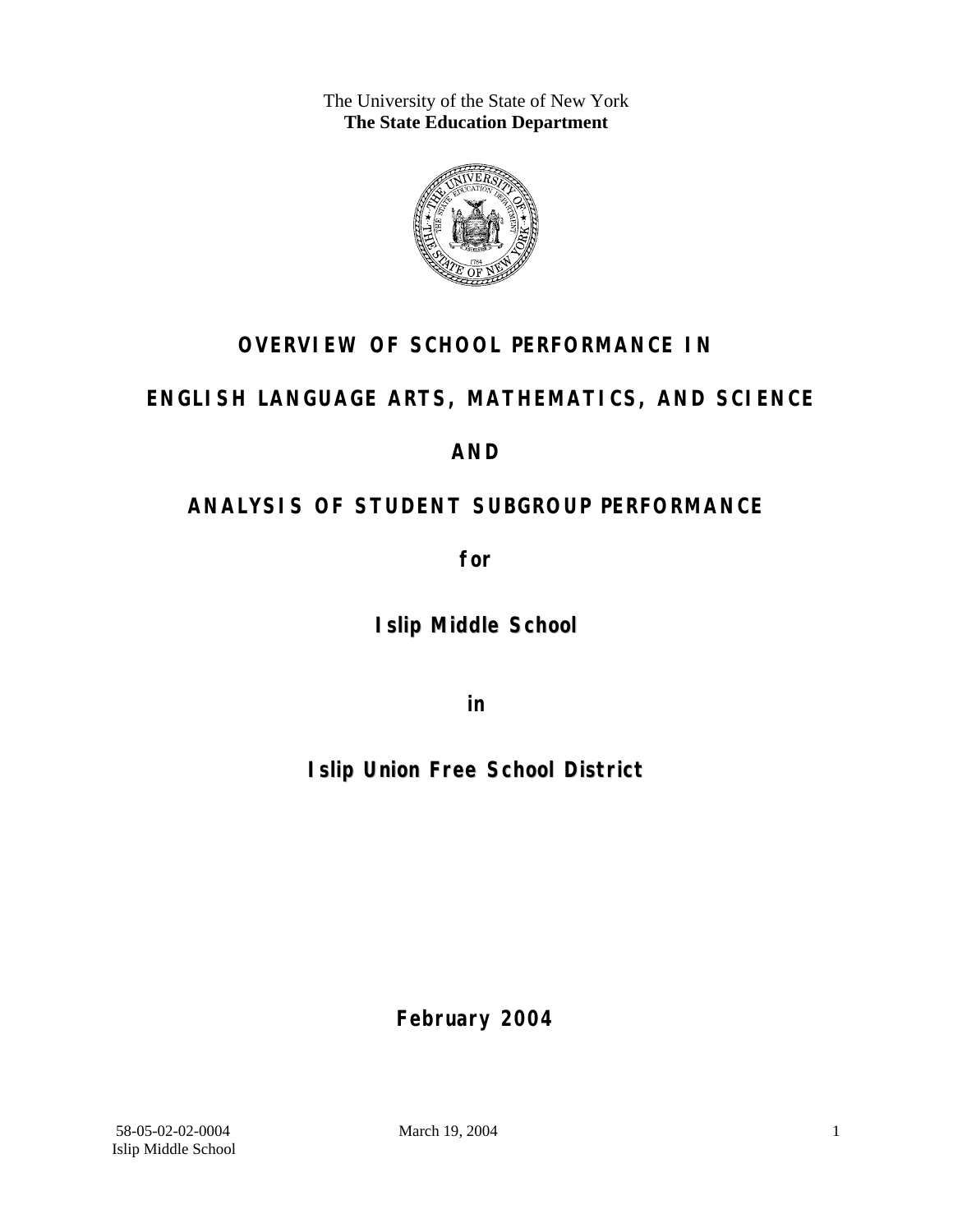The University of the State of New York
**The State Education Department**

# OVERVIEW OF SCHOOL PERFORMANCE IN

# ENGLISH LANGUAGE ARTS, MATHEMATICS, AND SCIENCE

# AND

# ANALYSIS OF STUDENT SUBGROUP PERFORMANCE

**for**

## Islip Middle School

**in**

## Islip Union Free School District

**February 2004**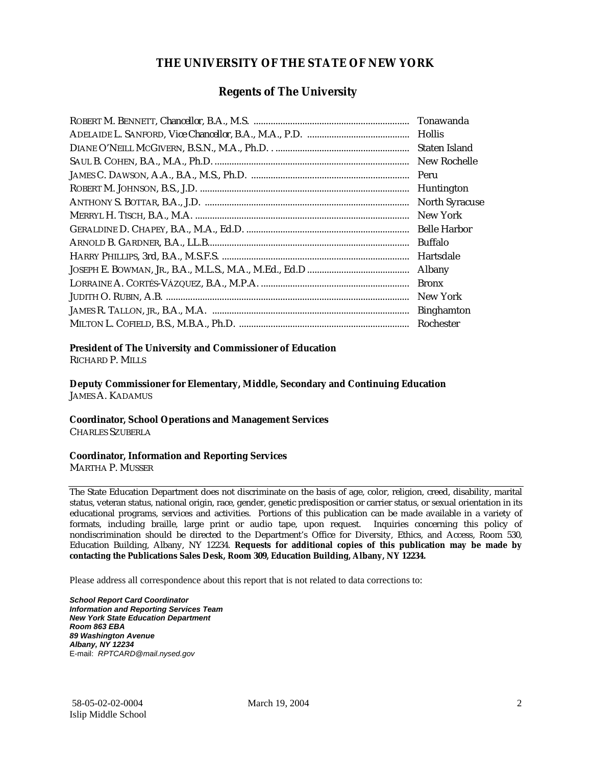# THE UNIVERSITY OF THE STATE OF NEW YORK

## Regents of The University

| | |
|---|---|
| ROBERT M. BENNETT, *Chancellor*, B.A., M.S. | Tonawanda |
| ADELAIDE L. SANFORD, *Vice Chancellor*, B.A., M.A., P.D. | Hollis |
| DIANE O'NEILL MCGIVERN, B.S.N., M.A., Ph.D. | Staten Island |
| SAUL B. COHEN, B.A., M.A., Ph.D. | New Rochelle |
| JAMES C. DAWSON, A.A., B.A., M.S., Ph.D. | Peru |
| ROBERT M. JOHNSON, B.S., J.D. | Huntington |
| ANTHONY S. BOTTAR, B.A., J.D. | North Syracuse |
| MERRYL H. TISCH, B.A., M.A. | New York |
| GERALDINE D. CHAPEY, B.A., M.A., Ed.D. | Belle Harbor |
| ARNOLD B. GARDNER, B.A., LL.B. | Buffalo |
| HARRY PHILLIPS, 3rd, B.A., M.S.F.S. | Hartsdale |
| JOSEPH E. BOWMAN, JR., B.A., M.L.S., M.A., M.Ed., Ed.D | Albany |
| LORRAINE A. CORTÉS-VÁZQUEZ, B.A., M.P.A. | Bronx |
| JUDITH O. RUBIN, A.B. | New York |
| JAMES R. TALLON, JR., B.A., M.A. | Binghamton |
| MILTON L. COFIELD, B.S., M.B.A., Ph.D. | Rochester |

**President of The University and Commissioner of Education**
RICHARD P. MILLS

**Deputy Commissioner for Elementary, Middle, Secondary and Continuing Education**
JAMES A. KADAMUS

**Coordinator, School Operations and Management Services**
CHARLES SZUBERLA

**Coordinator, Information and Reporting Services**
MARTHA P. MUSSER

---

The State Education Department does not discriminate on the basis of age, color, religion, creed, disability, marital status, veteran status, national origin, race, gender, genetic predisposition or carrier status, or sexual orientation in its educational programs, services and activities. Portions of this publication can be made available in a variety of formats, including braille, large print or audio tape, upon request. Inquiries concerning this policy of nondiscrimination should be directed to the Department's Office for Diversity, Ethics, and Access, Room 530, Education Building, Albany, NY 12234. **Requests for additional copies of this publication may be made by contacting the Publications Sales Desk, Room 309, Education Building, Albany, NY 12234.**

Please address all correspondence about this report that is not related to data corrections to:

***School Report Card Coordinator***
***Information and Reporting Services Team***
***New York State Education Department***
***Room 863 EBA***
***89 Washington Avenue***
***Albany, NY 12234***
E-mail: *RPTCARD@mail.nysed.gov*

58-05-02-02-0004
Islip Middle School

March 19, 2004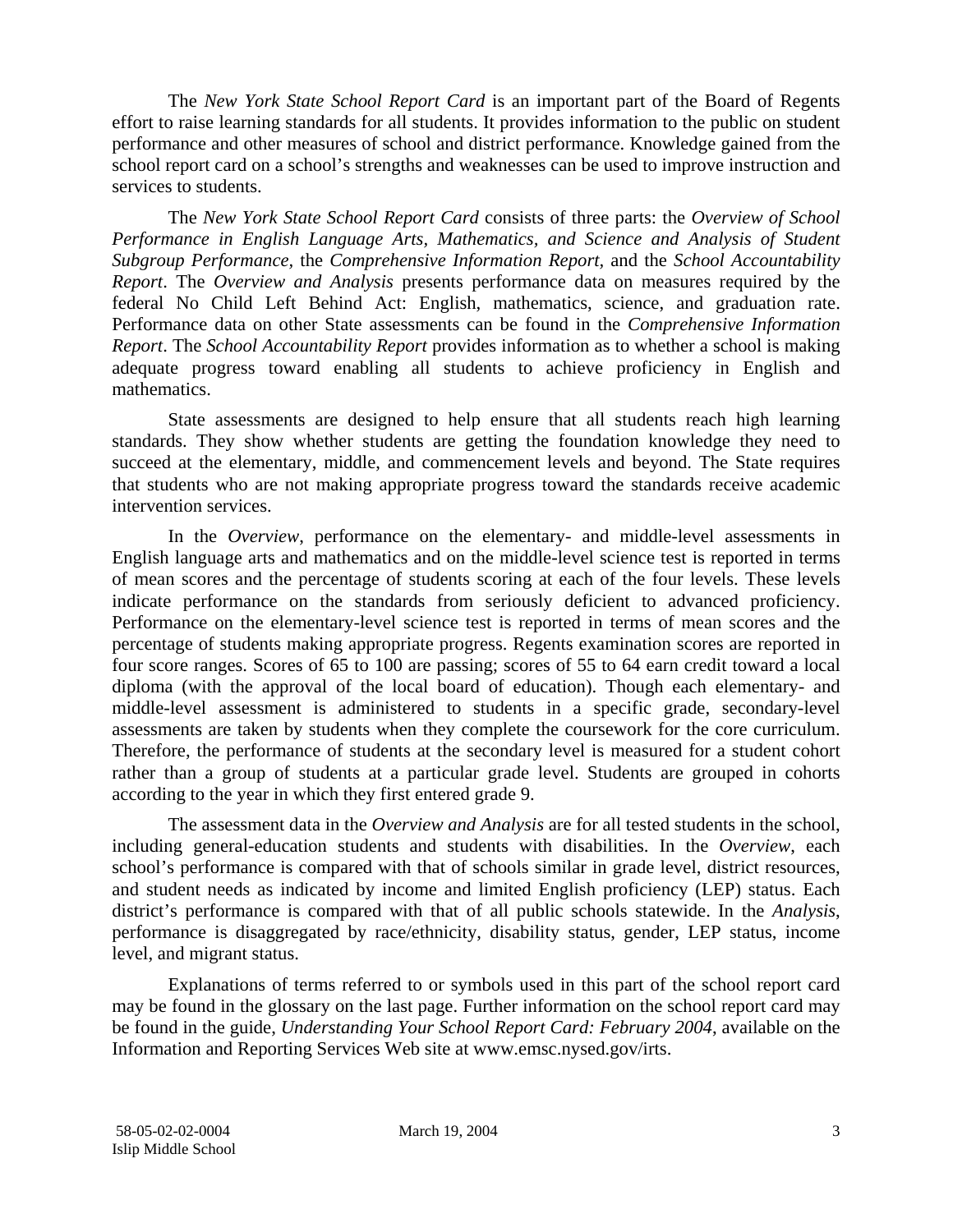The *New York State School Report Card* is an important part of the Board of Regents effort to raise learning standards for all students. It provides information to the public on student performance and other measures of school and district performance. Knowledge gained from the school report card on a school's strengths and weaknesses can be used to improve instruction and services to students.

The *New York State School Report Card* consists of three parts: the *Overview of School Performance in English Language Arts, Mathematics, and Science and Analysis of Student Subgroup Performance,* the *Comprehensive Information Report,* and the *School Accountability Report*. The *Overview and Analysis* presents performance data on measures required by the federal No Child Left Behind Act: English, mathematics, science, and graduation rate. Performance data on other State assessments can be found in the *Comprehensive Information Report*. The *School Accountability Report* provides information as to whether a school is making adequate progress toward enabling all students to achieve proficiency in English and mathematics.

State assessments are designed to help ensure that all students reach high learning standards. They show whether students are getting the foundation knowledge they need to succeed at the elementary, middle, and commencement levels and beyond. The State requires that students who are not making appropriate progress toward the standards receive academic intervention services.

In the *Overview*, performance on the elementary- and middle-level assessments in English language arts and mathematics and on the middle-level science test is reported in terms of mean scores and the percentage of students scoring at each of the four levels. These levels indicate performance on the standards from seriously deficient to advanced proficiency. Performance on the elementary-level science test is reported in terms of mean scores and the percentage of students making appropriate progress. Regents examination scores are reported in four score ranges. Scores of 65 to 100 are passing; scores of 55 to 64 earn credit toward a local diploma (with the approval of the local board of education). Though each elementary- and middle-level assessment is administered to students in a specific grade, secondary-level assessments are taken by students when they complete the coursework for the core curriculum. Therefore, the performance of students at the secondary level is measured for a student cohort rather than a group of students at a particular grade level. Students are grouped in cohorts according to the year in which they first entered grade 9.

The assessment data in the *Overview and Analysis* are for all tested students in the school, including general-education students and students with disabilities. In the *Overview*, each school's performance is compared with that of schools similar in grade level, district resources, and student needs as indicated by income and limited English proficiency (LEP) status. Each district's performance is compared with that of all public schools statewide. In the *Analysis*, performance is disaggregated by race/ethnicity, disability status, gender, LEP status, income level, and migrant status.

Explanations of terms referred to or symbols used in this part of the school report card may be found in the glossary on the last page. Further information on the school report card may be found in the guide, *Understanding Your School Report Card: February 2004*, available on the Information and Reporting Services Web site at www.emsc.nysed.gov/irts.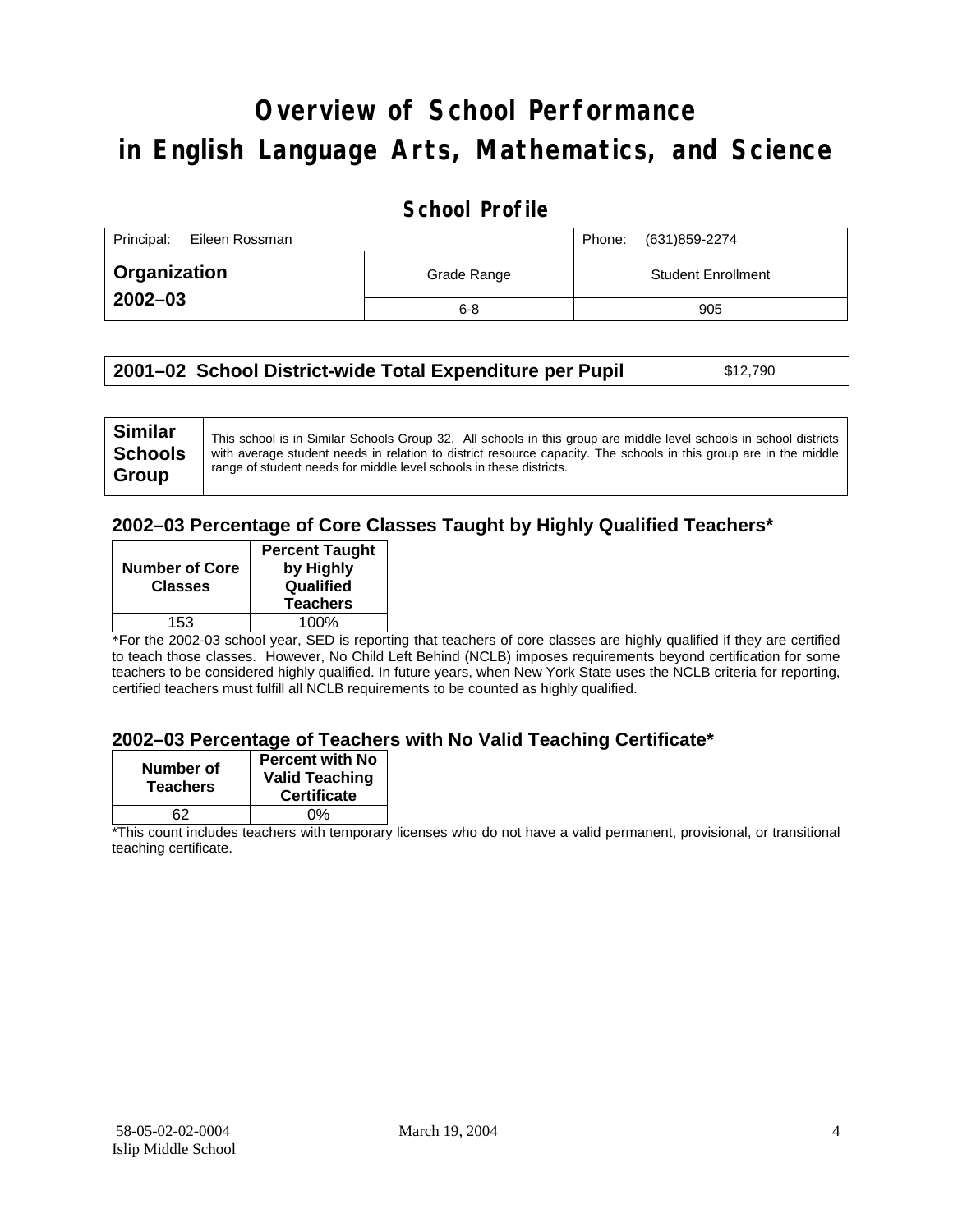# Overview of School Performance in English Language Arts, Mathematics, and Science

## School Profile

| Principal: Eileen Rossman | | Phone: (631)859-2274 |
|---|---|---|
| **Organization 2002–03** | Grade Range | Student Enrollment |
| | 6-8 | 905 |

| **2001–02 School District-wide Total Expenditure per Pupil** | $12,790 |
|---|---|

| **Similar Schools Group** | This school is in Similar Schools Group 32. All schools in this group are middle level schools in school districts with average student needs in relation to district resource capacity. The schools in this group are in the middle range of student needs for middle level schools in these districts. |
|---|---|

### 2002–03 Percentage of Core Classes Taught by Highly Qualified Teachers*

| Number of Core Classes | Percent Taught by Highly Qualified Teachers |
|---|---|
| 153 | 100% |

*For the 2002-03 school year, SED is reporting that teachers of core classes are highly qualified if they are certified to teach those classes. However, No Child Left Behind (NCLB) imposes requirements beyond certification for some teachers to be considered highly qualified. In future years, when New York State uses the NCLB criteria for reporting, certified teachers must fulfill all NCLB requirements to be counted as highly qualified.

### 2002–03 Percentage of Teachers with No Valid Teaching Certificate*

| Number of Teachers | Percent with No Valid Teaching Certificate |
|---|---|
| 62 | 0% |

*This count includes teachers with temporary licenses who do not have a valid permanent, provisional, or transitional teaching certificate.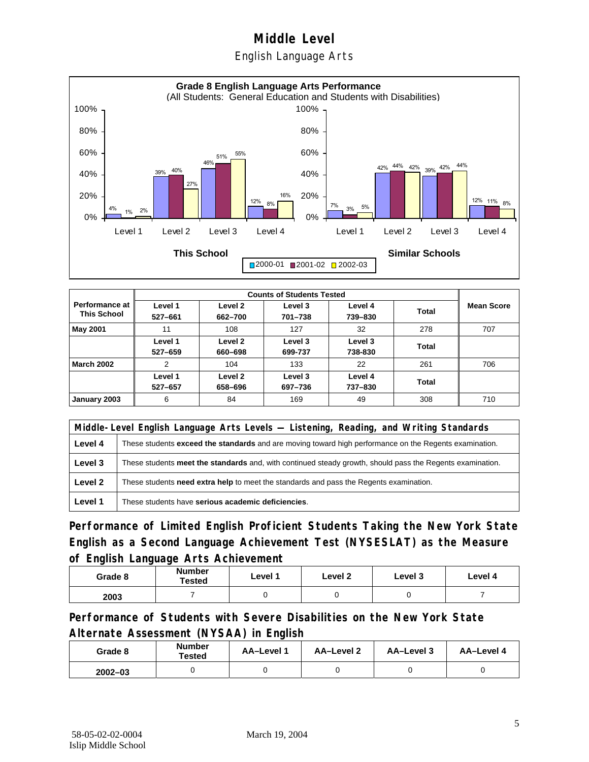# Middle Level

## English Language Arts

**Grade 8 English Language Arts Performance**
(All Students: General Education and Students with Disabilities)

| | Level 1 | Level 2 | Level 3 | Level 4 |
|---|---|---|---|---|
| **This School** 2000-01 | 4% | 39% | 46% | 12% |
| **This School** 2001-02 | 1% | 40% | 51% | 8% |
| **This School** 2002-03 | 2% | 27% | 55% | 16% |
| **Similar Schools** 2000-01 | 7% | 42% | 39% | 12% |
| **Similar Schools** 2001-02 | 3% | 44% | 42% | 11% |
| **Similar Schools** 2002-03 | 5% | 42% | 44% | 8% |

| Performance at This School | Counts of Students Tested | | | | | Mean Score |
|---|---|---|---|---|---|---|
| | Level 1 527–661 | Level 2 662–700 | Level 3 701–738 | Level 4 739–830 | Total | |
| **May 2001** | 11 | 108 | 127 | 32 | 278 | 707 |
| | Level 1 527–659 | Level 2 660–698 | Level 3 699-737 | Level 3 738-830 | Total | |
| **March 2002** | 2 | 104 | 133 | 22 | 261 | 706 |
| | Level 1 527–657 | Level 2 658–696 | Level 3 697–736 | Level 4 737–830 | Total | |
| **January 2003** | 6 | 84 | 169 | 49 | 308 | 710 |

| Middle-Level English Language Arts Levels — Listening, Reading, and Writing Standards | |
|---|---|
| **Level 4** | These students **exceed the standards** and are moving toward high performance on the Regents examination. |
| **Level 3** | These students **meet the standards** and, with continued steady growth, should pass the Regents examination. |
| **Level 2** | These students **need extra help** to meet the standards and pass the Regents examination. |
| **Level 1** | These students have **serious academic deficiencies**. |

### Performance of Limited English Proficient Students Taking the New York State English as a Second Language Achievement Test (NYSESLAT) as the Measure of English Language Arts Achievement

| Grade 8 | Number Tested | Level 1 | Level 2 | Level 3 | Level 4 |
|---|---|---|---|---|---|
| 2003 | 7 | 0 | 0 | 0 | 7 |

### Performance of Students with Severe Disabilities on the New York State Alternate Assessment (NYSAA) in English

| Grade 8 | Number Tested | AA–Level 1 | AA–Level 2 | AA–Level 3 | AA–Level 4 |
|---|---|---|---|---|---|
| 2002–03 | 0 | 0 | 0 | 0 | 0 |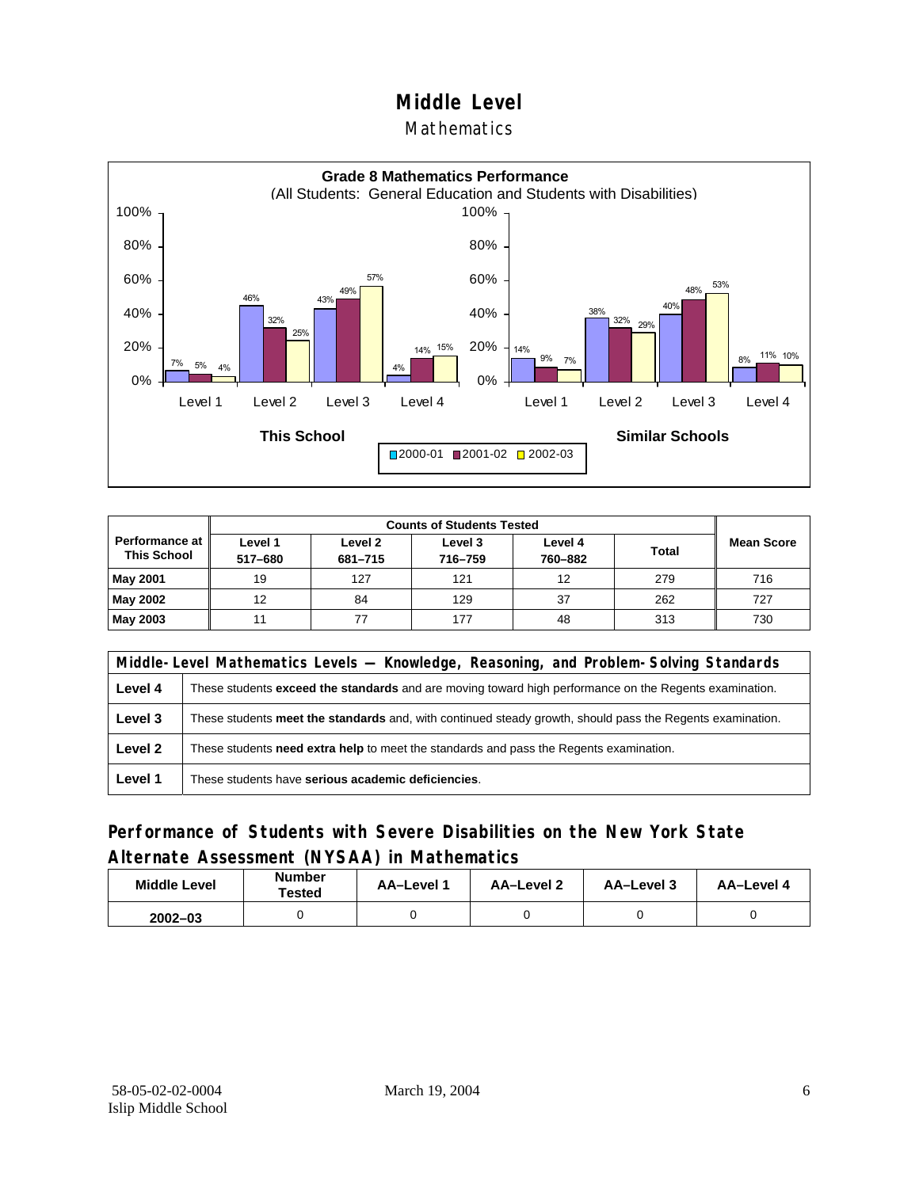# Middle Level

## Mathematics

**Grade 8 Mathematics Performance**
(All Students: General Education and Students with Disabilities)

| | Level 1 | Level 2 | Level 3 | Level 4 |
|---|---|---|---|---|
| **This School** 2000-01 | 7% | 46% | 43% | 4% |
| **This School** 2001-02 | 5% | 32% | 49% | 14% |
| **This School** 2002-03 | 4% | 25% | 57% | 15% |
| **Similar Schools** 2000-01 | 14% | 38% | 40% | 8% |
| **Similar Schools** 2001-02 | 9% | 32% | 48% | 11% |
| **Similar Schools** 2002-03 | 7% | 29% | 53% | 10% |

| Performance at This School | Counts of Students Tested | | | | | Mean Score |
|---|---|---|---|---|---|---|
| | Level 1 517–680 | Level 2 681–715 | Level 3 716–759 | Level 4 760–882 | Total | |
| **May 2001** | 19 | 127 | 121 | 12 | 279 | 716 |
| **May 2002** | 12 | 84 | 129 | 37 | 262 | 727 |
| **May 2003** | 11 | 77 | 177 | 48 | 313 | 730 |

| Middle-Level Mathematics Levels — Knowledge, Reasoning, and Problem-Solving Standards | |
|---|---|
| **Level 4** | These students **exceed the standards** and are moving toward high performance on the Regents examination. |
| **Level 3** | These students **meet the standards** and, with continued steady growth, should pass the Regents examination. |
| **Level 2** | These students **need extra help** to meet the standards and pass the Regents examination. |
| **Level 1** | These students have **serious academic deficiencies**. |

## Performance of Students with Severe Disabilities on the New York State Alternate Assessment (NYSAA) in Mathematics

| Middle Level | Number Tested | AA–Level 1 | AA–Level 2 | AA–Level 3 | AA–Level 4 |
|---|---|---|---|---|---|
| **2002–03** | 0 | 0 | 0 | 0 | 0 |

58-05-02-02-0004
Islip Middle School
March 19, 2004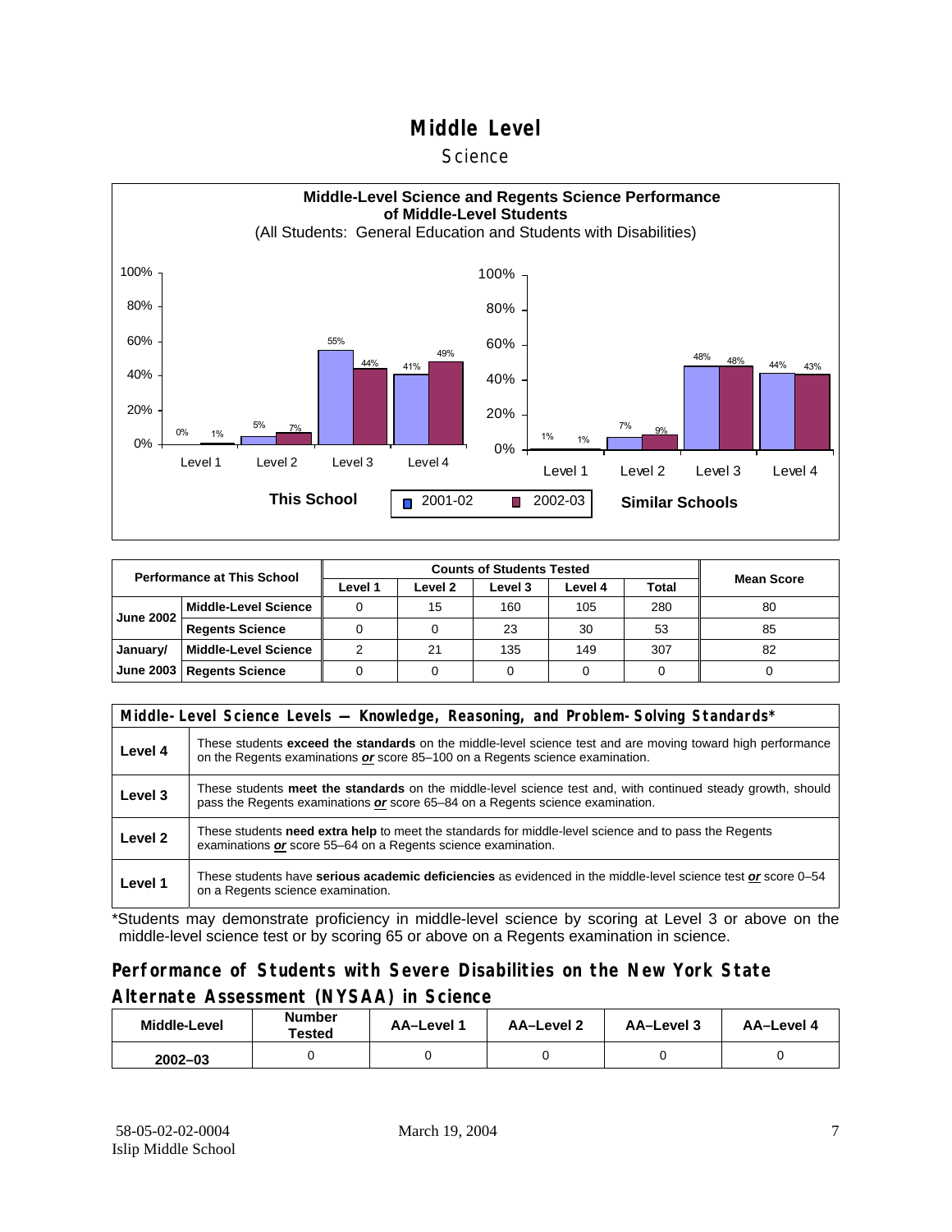# Middle Level

## Science

**Middle-Level Science and Regents Science Performance of Middle-Level Students**

(All Students: General Education and Students with Disabilities)

**This School**

| | 2001-02 | 2002-03 |
|---|---|---|
| Level 1 | 0% | 1% |
| Level 2 | 5% | 7% |
| Level 3 | 55% | 44% |
| Level 4 | 41% | 49% |

**Similar Schools**

| | 2001-02 | 2002-03 |
|---|---|---|
| Level 1 | 1% | 1% |
| Level 2 | 7% | 9% |
| Level 3 | 48% | 48% |
| Level 4 | 44% | 43% |

| Performance at This School | | Counts of Students Tested | | | | | Mean Score |
|---|---|---|---|---|---|---|---|
| | | Level 1 | Level 2 | Level 3 | Level 4 | Total | |
| June 2002 | Middle-Level Science | 0 | 15 | 160 | 105 | 280 | 80 |
| | Regents Science | 0 | 0 | 23 | 30 | 53 | 85 |
| January/ June 2003 | Middle-Level Science | 2 | 21 | 135 | 149 | 307 | 82 |
| | Regents Science | 0 | 0 | 0 | 0 | 0 | 0 |

| Middle-Level Science Levels — Knowledge, Reasoning, and Problem-Solving Standards* | |
|---|---|
| Level 4 | These students **exceed the standards** on the middle-level science test and are moving toward high performance on the Regents examinations ***or*** score 85–100 on a Regents science examination. |
| Level 3 | These students **meet the standards** on the middle-level science test and, with continued steady growth, should pass the Regents examinations ***or*** score 65–84 on a Regents science examination. |
| Level 2 | These students **need extra help** to meet the standards for middle-level science and to pass the Regents examinations ***or*** score 55–64 on a Regents science examination. |
| Level 1 | These students have **serious academic deficiencies** as evidenced in the middle-level science test ***or*** score 0–54 on a Regents science examination. |

*Students may demonstrate proficiency in middle-level science by scoring at Level 3 or above on the middle-level science test or by scoring 65 or above on a Regents examination in science.

## Performance of Students with Severe Disabilities on the New York State Alternate Assessment (NYSAA) in Science

| Middle-Level | Number Tested | AA–Level 1 | AA–Level 2 | AA–Level 3 | AA–Level 4 |
|---|---|---|---|---|---|
| 2002–03 | 0 | 0 | 0 | 0 | 0 |

58-05-02-02-0004
Islip Middle School

March 19, 2004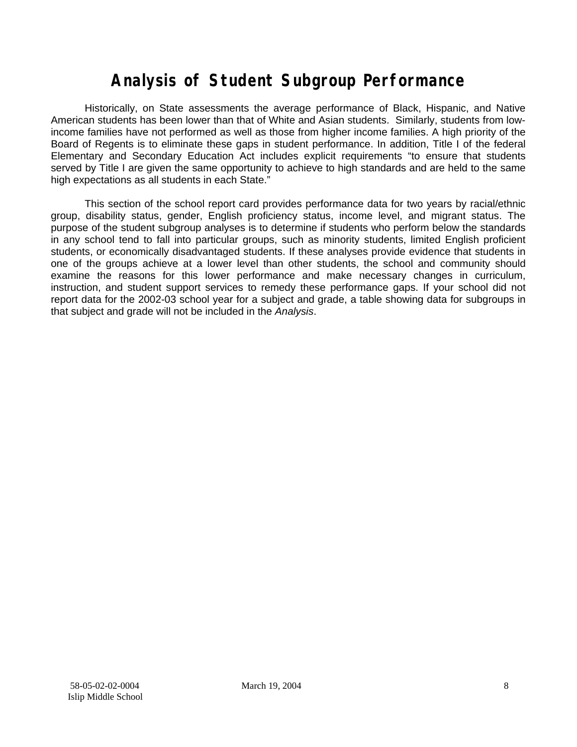# Analysis of Student Subgroup Performance

Historically, on State assessments the average performance of Black, Hispanic, and Native American students has been lower than that of White and Asian students. Similarly, students from low-income families have not performed as well as those from higher income families. A high priority of the Board of Regents is to eliminate these gaps in student performance. In addition, Title I of the federal Elementary and Secondary Education Act includes explicit requirements "to ensure that students served by Title I are given the same opportunity to achieve to high standards and are held to the same high expectations as all students in each State."

This section of the school report card provides performance data for two years by racial/ethnic group, disability status, gender, English proficiency status, income level, and migrant status. The purpose of the student subgroup analyses is to determine if students who perform below the standards in any school tend to fall into particular groups, such as minority students, limited English proficient students, or economically disadvantaged students. If these analyses provide evidence that students in one of the groups achieve at a lower level than other students, the school and community should examine the reasons for this lower performance and make necessary changes in curriculum, instruction, and student support services to remedy these performance gaps. If your school did not report data for the 2002-03 school year for a subject and grade, a table showing data for subgroups in that subject and grade will not be included in the *Analysis*.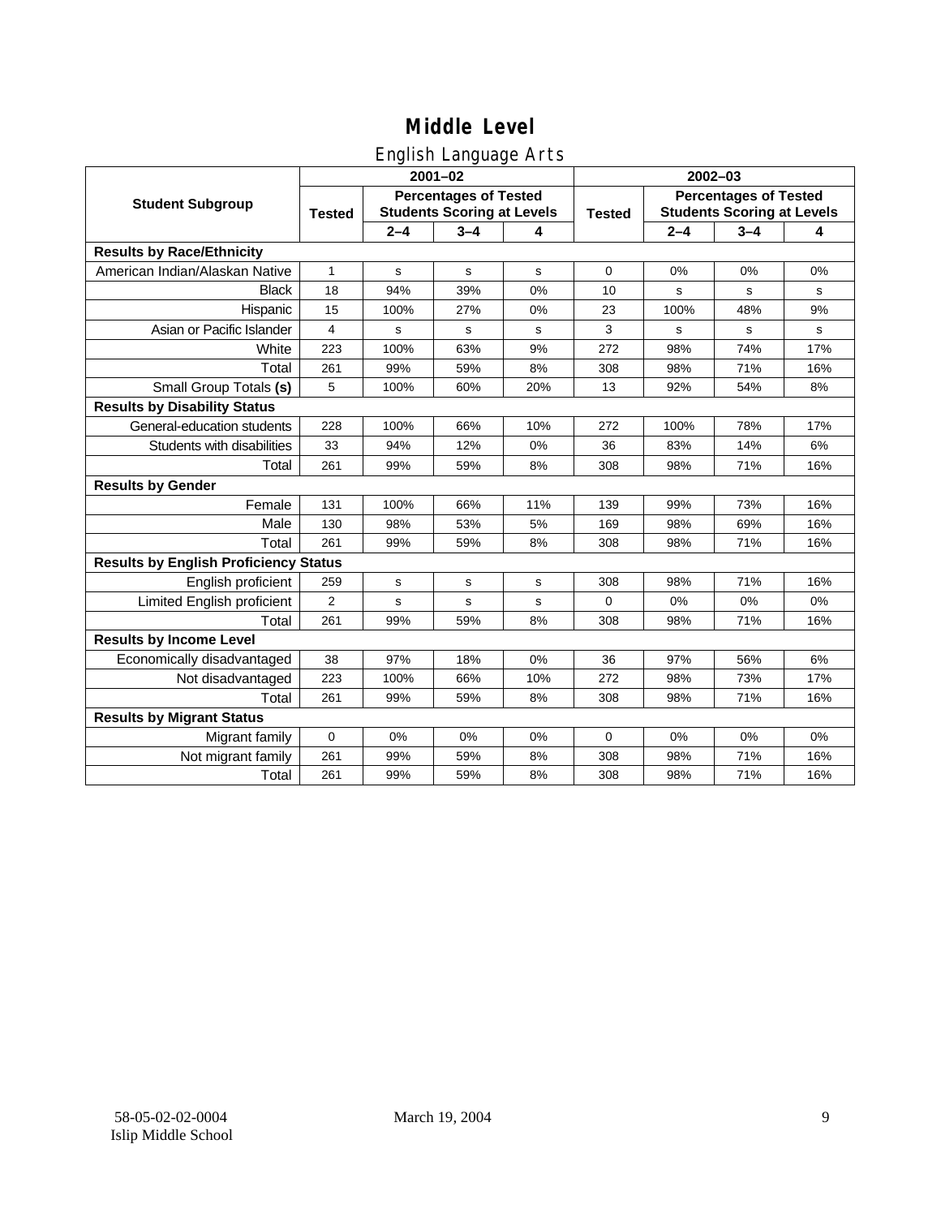# Middle Level

## English Language Arts

| Student Subgroup | 2001–02 | | | | 2002–03 | | | |
|---|---|---|---|---|---|---|---|---|
| | Tested | Percentages of Tested Students Scoring at Levels | | | Tested | Percentages of Tested Students Scoring at Levels | | |
| | | 2–4 | 3–4 | 4 | | 2–4 | 3–4 | 4 |
| **Results by Race/Ethnicity** | | | | | | | | |
| American Indian/Alaskan Native | 1 | s | s | s | 0 | 0% | 0% | 0% |
| Black | 18 | 94% | 39% | 0% | 10 | s | s | s |
| Hispanic | 15 | 100% | 27% | 0% | 23 | 100% | 48% | 9% |
| Asian or Pacific Islander | 4 | s | s | s | 3 | s | s | s |
| White | 223 | 100% | 63% | 9% | 272 | 98% | 74% | 17% |
| Total | 261 | 99% | 59% | 8% | 308 | 98% | 71% | 16% |
| Small Group Totals **(s)** | 5 | 100% | 60% | 20% | 13 | 92% | 54% | 8% |
| **Results by Disability Status** | | | | | | | | |
| General-education students | 228 | 100% | 66% | 10% | 272 | 100% | 78% | 17% |
| Students with disabilities | 33 | 94% | 12% | 0% | 36 | 83% | 14% | 6% |
| Total | 261 | 99% | 59% | 8% | 308 | 98% | 71% | 16% |
| **Results by Gender** | | | | | | | | |
| Female | 131 | 100% | 66% | 11% | 139 | 99% | 73% | 16% |
| Male | 130 | 98% | 53% | 5% | 169 | 98% | 69% | 16% |
| Total | 261 | 99% | 59% | 8% | 308 | 98% | 71% | 16% |
| **Results by English Proficiency Status** | | | | | | | | |
| English proficient | 259 | s | s | s | 308 | 98% | 71% | 16% |
| Limited English proficient | 2 | s | s | s | 0 | 0% | 0% | 0% |
| Total | 261 | 99% | 59% | 8% | 308 | 98% | 71% | 16% |
| **Results by Income Level** | | | | | | | | |
| Economically disadvantaged | 38 | 97% | 18% | 0% | 36 | 97% | 56% | 6% |
| Not disadvantaged | 223 | 100% | 66% | 10% | 272 | 98% | 73% | 17% |
| Total | 261 | 99% | 59% | 8% | 308 | 98% | 71% | 16% |
| **Results by Migrant Status** | | | | | | | | |
| Migrant family | 0 | 0% | 0% | 0% | 0 | 0% | 0% | 0% |
| Not migrant family | 261 | 99% | 59% | 8% | 308 | 98% | 71% | 16% |
| Total | 261 | 99% | 59% | 8% | 308 | 98% | 71% | 16% |

58-05-02-02-0004
Islip Middle School

March 19, 2004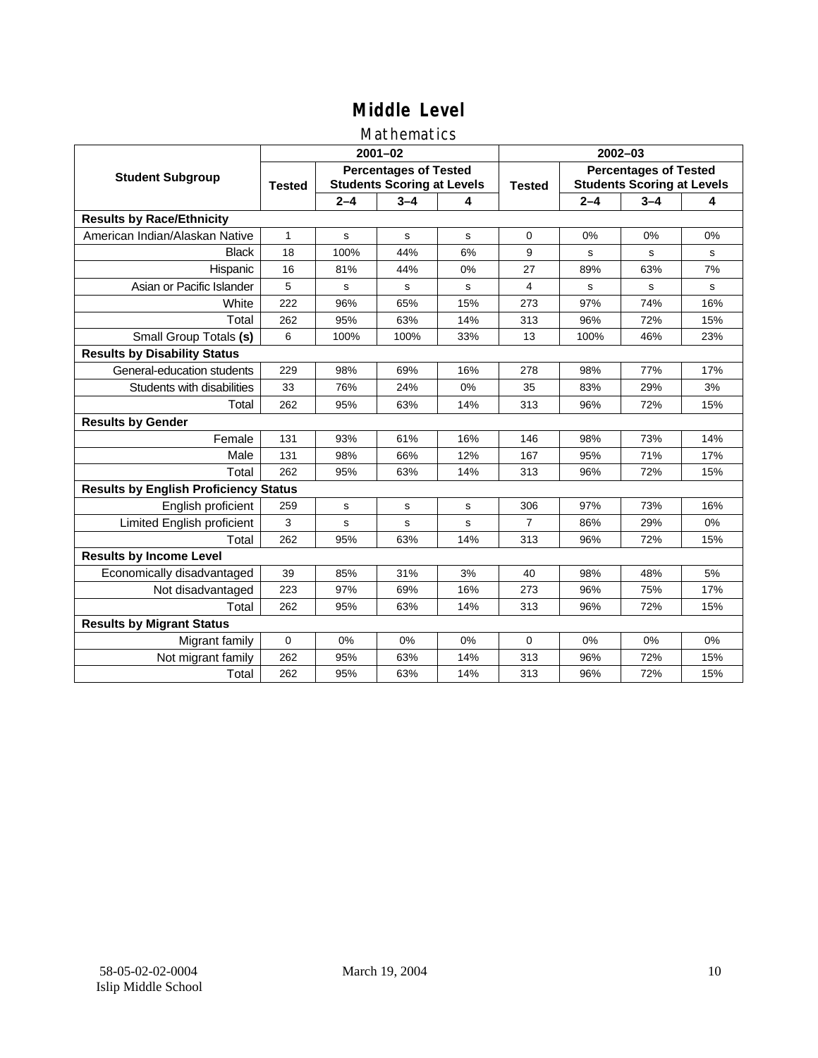# Middle Level

## Mathematics

| Student Subgroup | 2001–02 | | | | 2002–03 | | | |
|---|---|---|---|---|---|---|---|---|
| | Tested | Percentages of Tested Students Scoring at Levels | | | Tested | Percentages of Tested Students Scoring at Levels | | |
| | | 2–4 | 3–4 | 4 | | 2–4 | 3–4 | 4 |
| **Results by Race/Ethnicity** | | | | | | | | |
| American Indian/Alaskan Native | 1 | s | s | s | 0 | 0% | 0% | 0% |
| Black | 18 | 100% | 44% | 6% | 9 | s | s | s |
| Hispanic | 16 | 81% | 44% | 0% | 27 | 89% | 63% | 7% |
| Asian or Pacific Islander | 5 | s | s | s | 4 | s | s | s |
| White | 222 | 96% | 65% | 15% | 273 | 97% | 74% | 16% |
| Total | 262 | 95% | 63% | 14% | 313 | 96% | 72% | 15% |
| Small Group Totals **(s)** | 6 | 100% | 100% | 33% | 13 | 100% | 46% | 23% |
| **Results by Disability Status** | | | | | | | | |
| General-education students | 229 | 98% | 69% | 16% | 278 | 98% | 77% | 17% |
| Students with disabilities | 33 | 76% | 24% | 0% | 35 | 83% | 29% | 3% |
| Total | 262 | 95% | 63% | 14% | 313 | 96% | 72% | 15% |
| **Results by Gender** | | | | | | | | |
| Female | 131 | 93% | 61% | 16% | 146 | 98% | 73% | 14% |
| Male | 131 | 98% | 66% | 12% | 167 | 95% | 71% | 17% |
| Total | 262 | 95% | 63% | 14% | 313 | 96% | 72% | 15% |
| **Results by English Proficiency Status** | | | | | | | | |
| English proficient | 259 | s | s | s | 306 | 97% | 73% | 16% |
| Limited English proficient | 3 | s | s | s | 7 | 86% | 29% | 0% |
| Total | 262 | 95% | 63% | 14% | 313 | 96% | 72% | 15% |
| **Results by Income Level** | | | | | | | | |
| Economically disadvantaged | 39 | 85% | 31% | 3% | 40 | 98% | 48% | 5% |
| Not disadvantaged | 223 | 97% | 69% | 16% | 273 | 96% | 75% | 17% |
| Total | 262 | 95% | 63% | 14% | 313 | 96% | 72% | 15% |
| **Results by Migrant Status** | | | | | | | | |
| Migrant family | 0 | 0% | 0% | 0% | 0 | 0% | 0% | 0% |
| Not migrant family | 262 | 95% | 63% | 14% | 313 | 96% | 72% | 15% |
| Total | 262 | 95% | 63% | 14% | 313 | 96% | 72% | 15% |

58-05-02-02-0004
Islip Middle School

March 19, 2004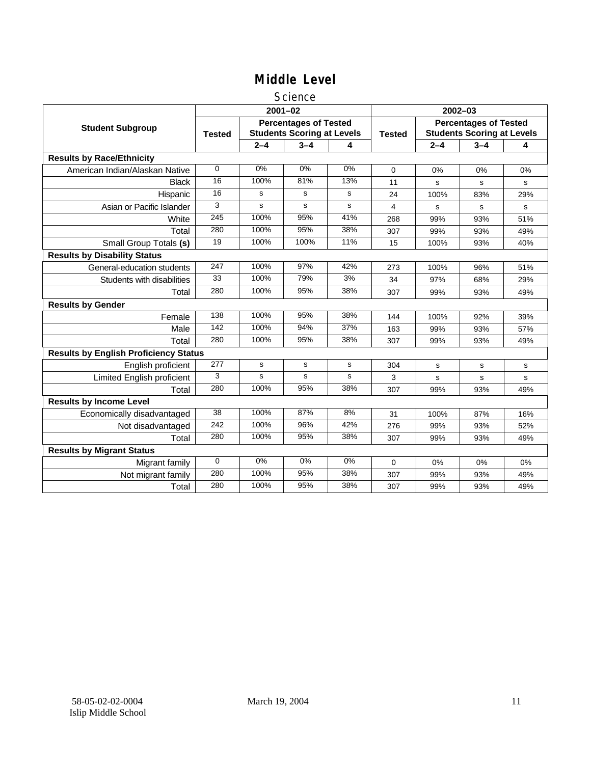# Middle Level

## Science

| Student Subgroup | 2001–02 Tested | 2001–02 Percentages of Tested Students Scoring at Levels 2–4 | 3–4 | 4 | 2002–03 Tested | 2002–03 Percentages of Tested Students Scoring at Levels 2–4 | 3–4 | 4 |
|---|---|---|---|---|---|---|---|---|
| **Results by Race/Ethnicity** | | | | | | | | |
| American Indian/Alaskan Native | 0 | 0% | 0% | 0% | 0 | 0% | 0% | 0% |
| Black | 16 | 100% | 81% | 13% | 11 | s | s | s |
| Hispanic | 16 | s | s | s | 24 | 100% | 83% | 29% |
| Asian or Pacific Islander | 3 | s | s | s | 4 | s | s | s |
| White | 245 | 100% | 95% | 41% | 268 | 99% | 93% | 51% |
| Total | 280 | 100% | 95% | 38% | 307 | 99% | 93% | 49% |
| Small Group Totals **(s)** | 19 | 100% | 100% | 11% | 15 | 100% | 93% | 40% |
| **Results by Disability Status** | | | | | | | | |
| General-education students | 247 | 100% | 97% | 42% | 273 | 100% | 96% | 51% |
| Students with disabilities | 33 | 100% | 79% | 3% | 34 | 97% | 68% | 29% |
| Total | 280 | 100% | 95% | 38% | 307 | 99% | 93% | 49% |
| **Results by Gender** | | | | | | | | |
| Female | 138 | 100% | 95% | 38% | 144 | 100% | 92% | 39% |
| Male | 142 | 100% | 94% | 37% | 163 | 99% | 93% | 57% |
| Total | 280 | 100% | 95% | 38% | 307 | 99% | 93% | 49% |
| **Results by English Proficiency Status** | | | | | | | | |
| English proficient | 277 | s | s | s | 304 | s | s | s |
| Limited English proficient | 3 | s | s | s | 3 | s | s | s |
| Total | 280 | 100% | 95% | 38% | 307 | 99% | 93% | 49% |
| **Results by Income Level** | | | | | | | | |
| Economically disadvantaged | 38 | 100% | 87% | 8% | 31 | 100% | 87% | 16% |
| Not disadvantaged | 242 | 100% | 96% | 42% | 276 | 99% | 93% | 52% |
| Total | 280 | 100% | 95% | 38% | 307 | 99% | 93% | 49% |
| **Results by Migrant Status** | | | | | | | | |
| Migrant family | 0 | 0% | 0% | 0% | 0 | 0% | 0% | 0% |
| Not migrant family | 280 | 100% | 95% | 38% | 307 | 99% | 93% | 49% |
| Total | 280 | 100% | 95% | 38% | 307 | 99% | 93% | 49% |

58-05-02-02-0004
Islip Middle School

March 19, 2004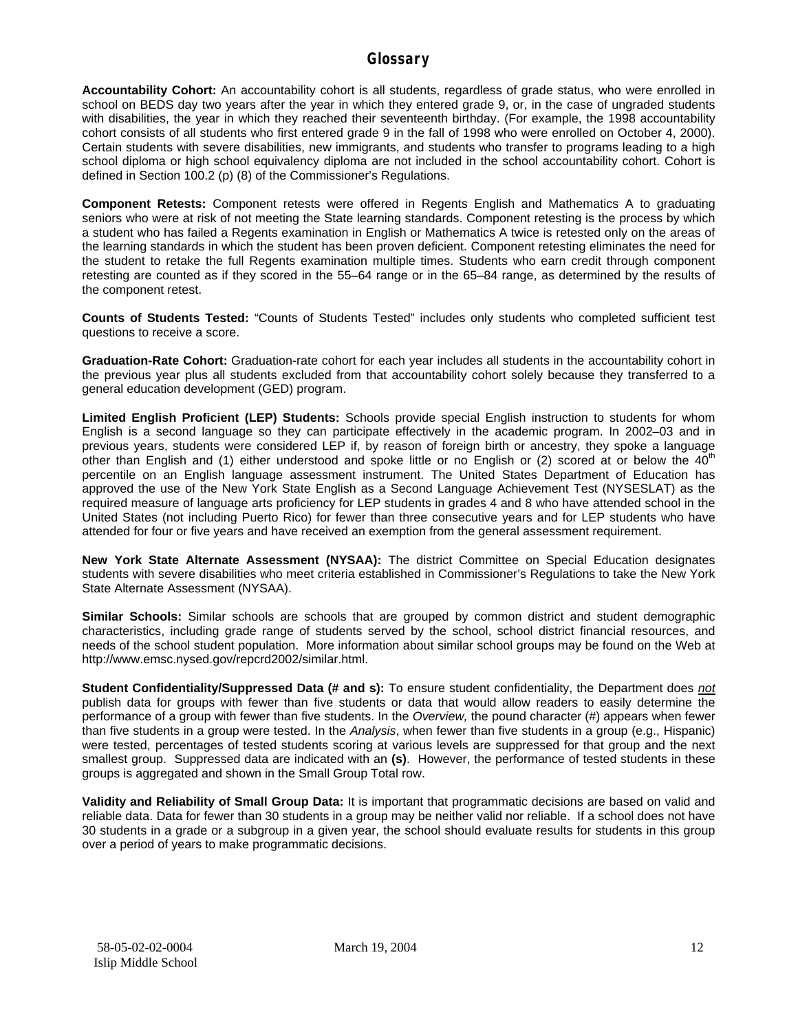# Glossary

**Accountability Cohort:** An accountability cohort is all students, regardless of grade status, who were enrolled in school on BEDS day two years after the year in which they entered grade 9, or, in the case of ungraded students with disabilities, the year in which they reached their seventeenth birthday. (For example, the 1998 accountability cohort consists of all students who first entered grade 9 in the fall of 1998 who were enrolled on October 4, 2000). Certain students with severe disabilities, new immigrants, and students who transfer to programs leading to a high school diploma or high school equivalency diploma are not included in the school accountability cohort. Cohort is defined in Section 100.2 (p) (8) of the Commissioner's Regulations.

**Component Retests:** Component retests were offered in Regents English and Mathematics A to graduating seniors who were at risk of not meeting the State learning standards. Component retesting is the process by which a student who has failed a Regents examination in English or Mathematics A twice is retested only on the areas of the learning standards in which the student has been proven deficient. Component retesting eliminates the need for the student to retake the full Regents examination multiple times. Students who earn credit through component retesting are counted as if they scored in the 55–64 range or in the 65–84 range, as determined by the results of the component retest.

**Counts of Students Tested:** "Counts of Students Tested" includes only students who completed sufficient test questions to receive a score.

**Graduation-Rate Cohort:** Graduation-rate cohort for each year includes all students in the accountability cohort in the previous year plus all students excluded from that accountability cohort solely because they transferred to a general education development (GED) program.

**Limited English Proficient (LEP) Students:** Schools provide special English instruction to students for whom English is a second language so they can participate effectively in the academic program. In 2002–03 and in previous years, students were considered LEP if, by reason of foreign birth or ancestry, they spoke a language other than English and (1) either understood and spoke little or no English or (2) scored at or below the 40th percentile on an English language assessment instrument. The United States Department of Education has approved the use of the New York State English as a Second Language Achievement Test (NYSESLAT) as the required measure of language arts proficiency for LEP students in grades 4 and 8 who have attended school in the United States (not including Puerto Rico) for fewer than three consecutive years and for LEP students who have attended for four or five years and have received an exemption from the general assessment requirement.

**New York State Alternate Assessment (NYSAA):** The district Committee on Special Education designates students with severe disabilities who meet criteria established in Commissioner's Regulations to take the New York State Alternate Assessment (NYSAA).

**Similar Schools:** Similar schools are schools that are grouped by common district and student demographic characteristics, including grade range of students served by the school, school district financial resources, and needs of the school student population. More information about similar school groups may be found on the Web at http://www.emsc.nysed.gov/repcrd2002/similar.html.

**Student Confidentiality/Suppressed Data (# and s):** To ensure student confidentiality, the Department does *not* publish data for groups with fewer than five students or data that would allow readers to easily determine the performance of a group with fewer than five students. In the *Overview,* the pound character (#) appears when fewer than five students in a group were tested. In the *Analysis*, when fewer than five students in a group (e.g., Hispanic) were tested, percentages of tested students scoring at various levels are suppressed for that group and the next smallest group. Suppressed data are indicated with an **(s)**. However, the performance of tested students in these groups is aggregated and shown in the Small Group Total row.

**Validity and Reliability of Small Group Data:** It is important that programmatic decisions are based on valid and reliable data. Data for fewer than 30 students in a group may be neither valid nor reliable. If a school does not have 30 students in a grade or a subgroup in a given year, the school should evaluate results for students in this group over a period of years to make programmatic decisions.

58-05-02-02-0004 Islip Middle School — March 19, 2004